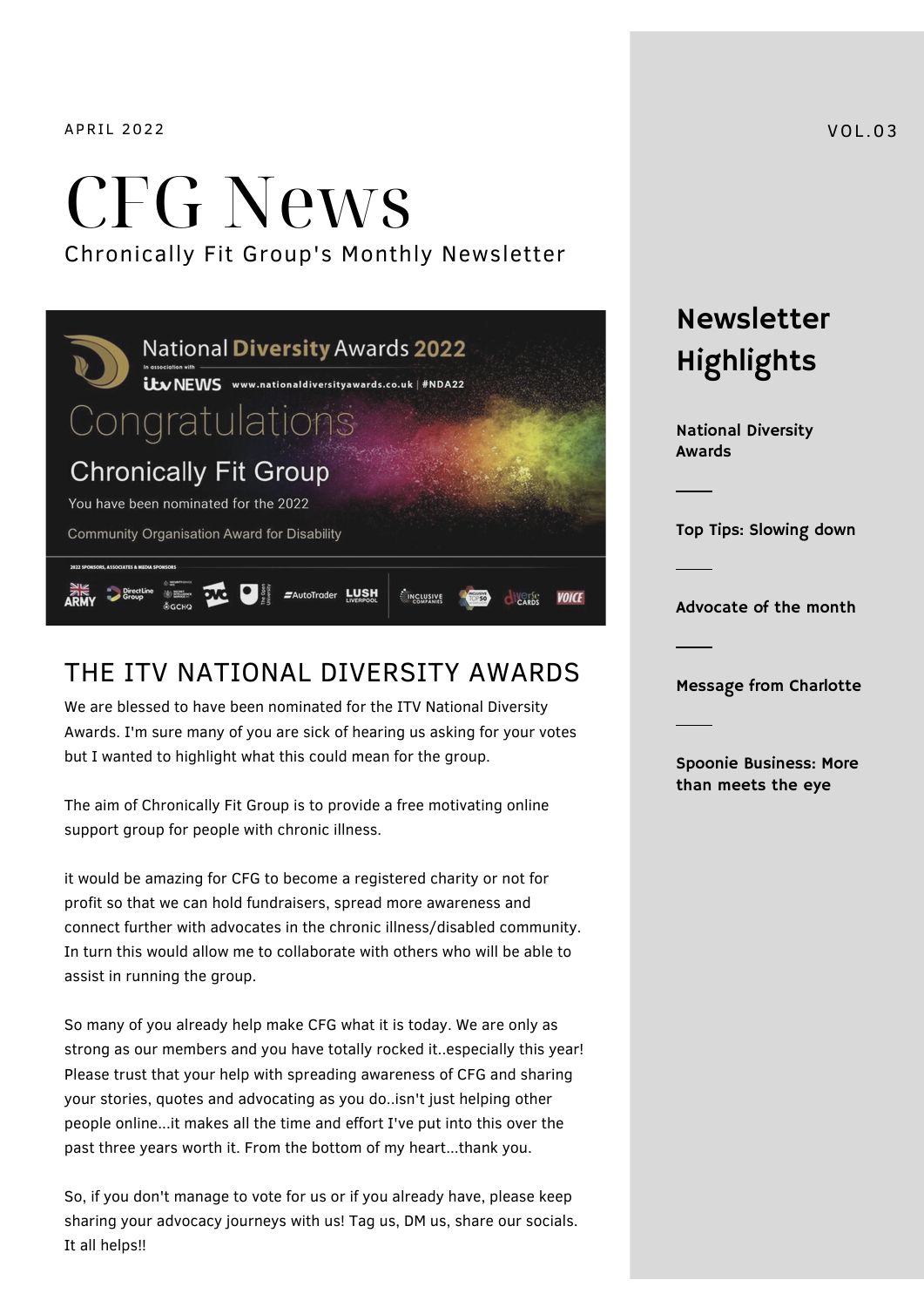APRIL 2022

VOL.03

# CFG News

Chronically Fit Group's Monthly Newsletter

## Newsletter Highlights

**National Diversity Awards**

**Top Tips: Slowing down**

**Advocate of the month**

**Message from Charlotte**

**Spoonie Business: More than meets the eye**

National Diversity Awards 2022

In association with ITV NEWS www.nationaldiversityawards.co.uk | #NDA22

Congratulations

Chronically Fit Group

You have been nominated for the 2022

Community Organisation Award for Disability

## THE ITV NATIONAL DIVERSITY AWARDS

We are blessed to have been nominated for the ITV National Diversity Awards. I'm sure many of you are sick of hearing us asking for your votes but I wanted to highlight what this could mean for the group.

The aim of Chronically Fit Group is to provide a free motivating online support group for people with chronic illness.

it would be amazing for CFG to become a registered charity or not for profit so that we can hold fundraisers, spread more awareness and connect further with advocates in the chronic illness/disabled community. In turn this would allow me to collaborate with others who will be able to assist in running the group.

So many of you already help make CFG what it is today. We are only as strong as our members and you have totally rocked it..especially this year! Please trust that your help with spreading awareness of CFG and sharing your stories, quotes and advocating as you do..isn't just helping other people online...it makes all the time and effort I've put into this over the past three years worth it. From the bottom of my heart...thank you.

So, if you don't manage to vote for us or if you already have, please keep sharing your advocacy journeys with us! Tag us, DM us, share our socials. It all helps!!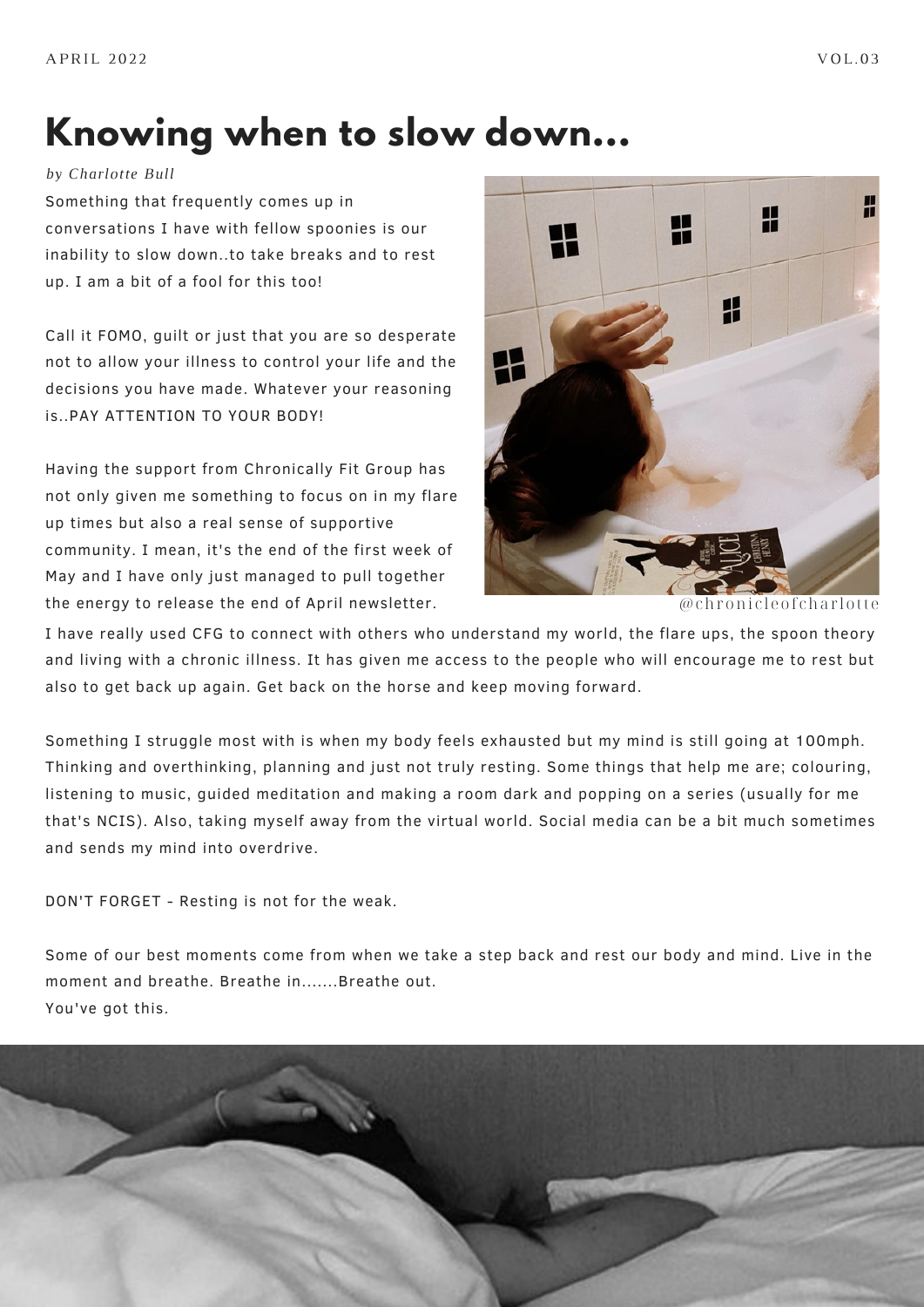# Knowing when to slow down...

*by Charlotte Bull*

Something that frequently comes up in conversations I have with fellow spoonies is our inability to slow down..to take breaks and to rest up. I am a bit of a fool for this too!

Call it FOMO, guilt or just that you are so desperate not to allow your illness to control your life and the decisions you have made. Whatever your reasoning is..PAY ATTENTION TO YOUR BODY!

Having the support from Chronically Fit Group has not only given me something to focus on in my flare up times but also a real sense of supportive community. I mean, it's the end of the first week of May and I have only just managed to pull together the energy to release the end of April newsletter.

@chronicleofcharlotte

I have really used CFG to connect with others who understand my world, the flare ups, the spoon theory and living with a chronic illness. It has given me access to the people who will encourage me to rest but also to get back up again. Get back on the horse and keep moving forward.

Something I struggle most with is when my body feels exhausted but my mind is still going at 100mph. Thinking and overthinking, planning and just not truly resting. Some things that help me are; colouring, listening to music, guided meditation and making a room dark and popping on a series (usually for me that's NCIS). Also, taking myself away from the virtual world. Social media can be a bit much sometimes and sends my mind into overdrive.

DON'T FORGET - Resting is not for the weak.

Some of our best moments come from when we take a step back and rest our body and mind. Live in the moment and breathe. Breathe in.......Breathe out.
You've got this.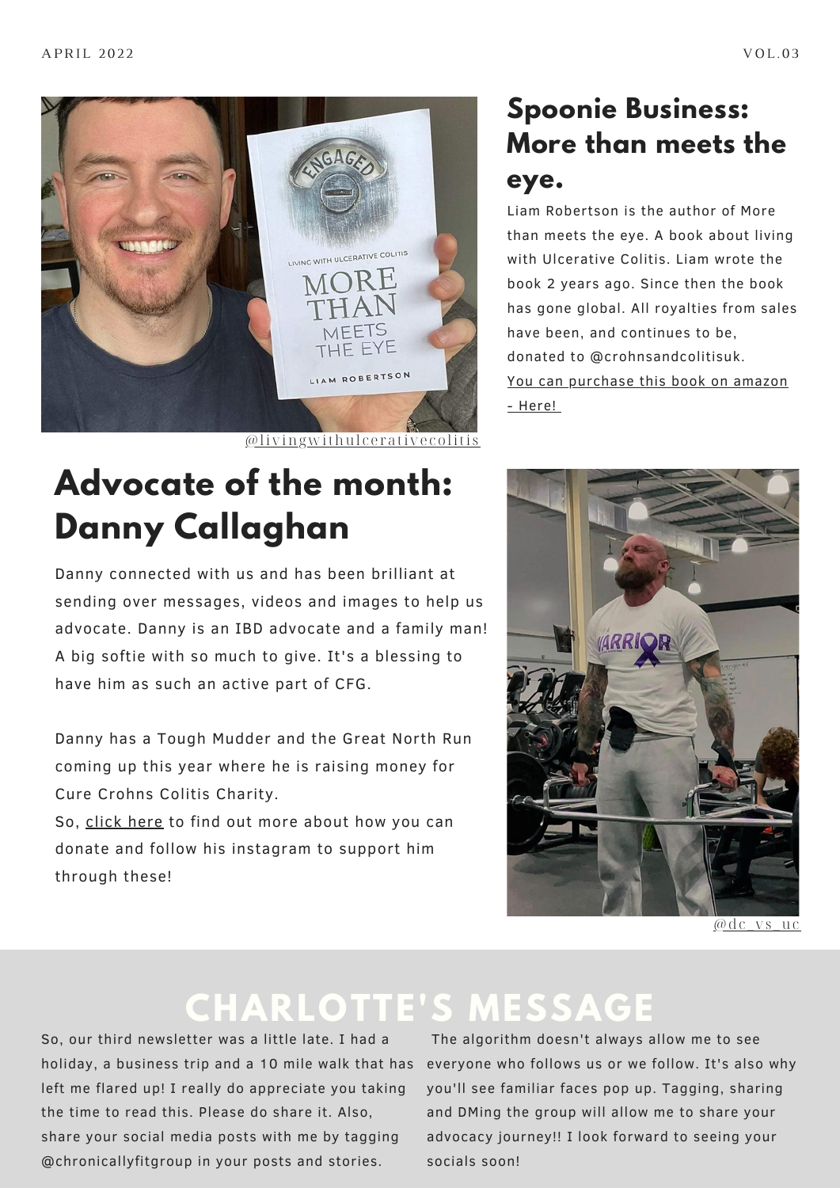## Spoonie Business: More than meets the eye.

Liam Robertson is the author of More than meets the eye. A book about living with Ulcerative Colitis. Liam wrote the book 2 years ago. Since then the book has gone global. All royalties from sales have been, and continues to be, donated to @crohnsandcolitisuk.
You can purchase this book on amazon - Here!

@livingwithulcerativecolitis

## Advocate of the month: Danny Callaghan

Danny connected with us and has been brilliant at sending over messages, videos and images to help us advocate. Danny is an IBD advocate and a family man! A big softie with so much to give. It's a blessing to have him as such an active part of CFG.

Danny has a Tough Mudder and the Great North Run coming up this year where he is raising money for Cure Crohns Colitis Charity.
So, click here to find out more about how you can donate and follow his instagram to support him through these!

@dc_vs_uc

## CHARLOTTE'S MESSAGE

So, our third newsletter was a little late. I had a holiday, a business trip and a 10 mile walk that has left me flared up! I really do appreciate you taking the time to read this. Please do share it. Also, share your social media posts with me by tagging @chronicallyfitgroup in your posts and stories.

The algorithm doesn't always allow me to see everyone who follows us or we follow. It's also why you'll see familiar faces pop up. Tagging, sharing and DMing the group will allow me to share your advocacy journey!! I look forward to seeing your socials soon!